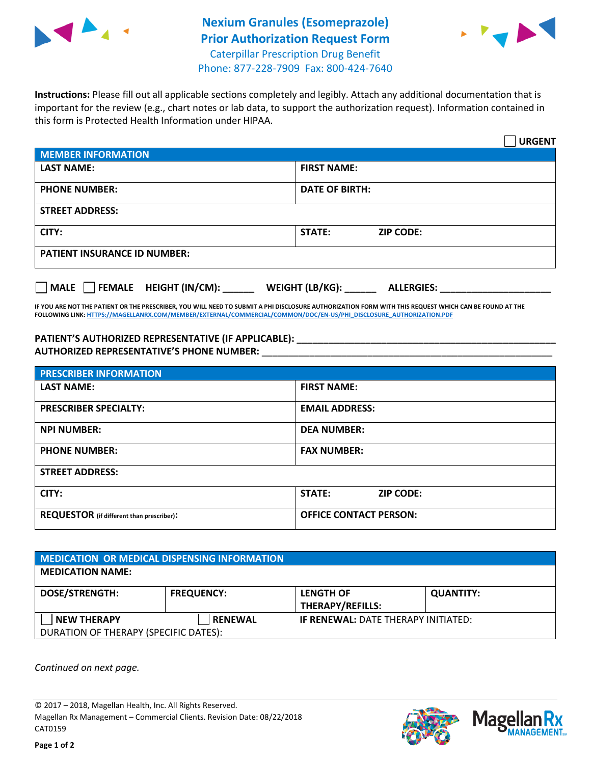# Nexium Granules (Esomeprazole)
# Prior Authorization Request Form

Caterpillar Prescription Drug Benefit
Phone: 877-228-7909 Fax: 800-424-7640

**Instructions:** Please fill out all applicable sections completely and legibly. Attach any additional documentation that is important for the review (e.g., chart notes or lab data, to support the authorization request). Information contained in this form is Protected Health Information under HIPAA.

☐ **URGENT**

| MEMBER INFORMATION | |
|---|---|
| **LAST NAME:** | **FIRST NAME:** |
| **PHONE NUMBER:** | **DATE OF BIRTH:** |
| **STREET ADDRESS:** | |
| **CITY:** | **STATE:** **ZIP CODE:** |
| **PATIENT INSURANCE ID NUMBER:** | |

☐ **MALE** ☐ **FEMALE** **HEIGHT (IN/CM):** ______ **WEIGHT (LB/KG):** ______ **ALLERGIES:** ____________________

**IF YOU ARE NOT THE PATIENT OR THE PRESCRIBER, YOU WILL NEED TO SUBMIT A PHI DISCLOSURE AUTHORIZATION FORM WITH THIS REQUEST WHICH CAN BE FOUND AT THE FOLLOWING LINK: HTTPS://MAGELLANRX.COM/MEMBER/EXTERNAL/COMMERCIAL/COMMON/DOC/EN-US/PHI_DISCLOSURE_AUTHORIZATION.PDF**

**PATIENT'S AUTHORIZED REPRESENTATIVE (IF APPLICABLE):** ____________________________________________
**AUTHORIZED REPRESENTATIVE'S PHONE NUMBER:** ____________________________________________

| PRESCRIBER INFORMATION | |
|---|---|
| **LAST NAME:** | **FIRST NAME:** |
| **PRESCRIBER SPECIALTY:** | **EMAIL ADDRESS:** |
| **NPI NUMBER:** | **DEA NUMBER:** |
| **PHONE NUMBER:** | **FAX NUMBER:** |
| **STREET ADDRESS:** | |
| **CITY:** | **STATE:** **ZIP CODE:** |
| **REQUESTOR** (if different than prescriber)**:** | **OFFICE CONTACT PERSON:** |

| MEDICATION OR MEDICAL DISPENSING INFORMATION | | | |
|---|---|---|---|
| **MEDICATION NAME:** | | | |
| **DOSE/STRENGTH:** | **FREQUENCY:** | **LENGTH OF THERAPY/REFILLS:** | **QUANTITY:** |
| ☐ **NEW THERAPY** | ☐ **RENEWAL** | **IF RENEWAL:** DATE THERAPY INITIATED: | |
| DURATION OF THERAPY (SPECIFIC DATES): | | | |

*Continued on next page.*

© 2017 – 2018, Magellan Health, Inc. All Rights Reserved.
Magellan Rx Management – Commercial Clients. Revision Date: 08/22/2018
CAT0159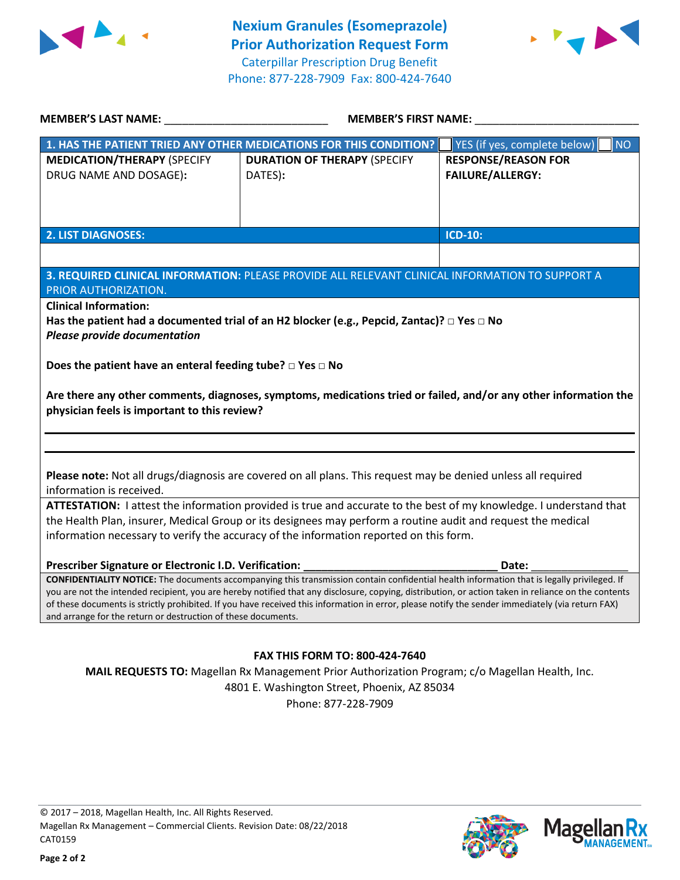# Nexium Granules (Esomeprazole) Prior Authorization Request Form

Caterpillar Prescription Drug Benefit
Phone: 877-228-7909 Fax: 800-424-7640

**MEMBER'S LAST NAME:** ___________________________ **MEMBER'S FIRST NAME:** ___________________________

**1. HAS THE PATIENT TRIED ANY OTHER MEDICATIONS FOR THIS CONDITION?** ☐ YES (if yes, complete below) ☐ NO

| **MEDICATION/THERAPY** (SPECIFY DRUG NAME AND DOSAGE): | **DURATION OF THERAPY** (SPECIFY DATES): | **RESPONSE/REASON FOR FAILURE/ALLERGY:** |
|---|---|---|
| | | |

| **2. LIST DIAGNOSES:** | **ICD-10:** |
|---|---|
| | |

**3. REQUIRED CLINICAL INFORMATION:** PLEASE PROVIDE ALL RELEVANT CLINICAL INFORMATION TO SUPPORT A PRIOR AUTHORIZATION.

**Clinical Information:**

**Has the patient had a documented trial of an H2 blocker (e.g., Pepcid, Zantac)?** □ **Yes** □ **No**
***Please provide documentation***

**Does the patient have an enteral feeding tube?** □ **Yes** □ **No**

**Are there any other comments, diagnoses, symptoms, medications tried or failed, and/or any other information the physician feels is important to this review?**

_______________________________________________________________________________

_______________________________________________________________________________

**Please note:** Not all drugs/diagnosis are covered on all plans. This request may be denied unless all required information is received.

**ATTESTATION:** I attest the information provided is true and accurate to the best of my knowledge. I understand that the Health Plan, insurer, Medical Group or its designees may perform a routine audit and request the medical information necessary to verify the accuracy of the information reported on this form.

**Prescriber Signature or Electronic I.D. Verification:** ________________________________ **Date:** ________________

**CONFIDENTIALITY NOTICE:** The documents accompanying this transmission contain confidential health information that is legally privileged. If you are not the intended recipient, you are hereby notified that any disclosure, copying, distribution, or action taken in reliance on the contents of these documents is strictly prohibited. If you have received this information in error, please notify the sender immediately (via return FAX) and arrange for the return or destruction of these documents.

**FAX THIS FORM TO: 800-424-7640**

**MAIL REQUESTS TO:** Magellan Rx Management Prior Authorization Program; c/o Magellan Health, Inc.
4801 E. Washington Street, Phoenix, AZ 85034
Phone: 877-228-7909

© 2017 – 2018, Magellan Health, Inc. All Rights Reserved.
Magellan Rx Management – Commercial Clients. Revision Date: 08/22/2018
CAT0159